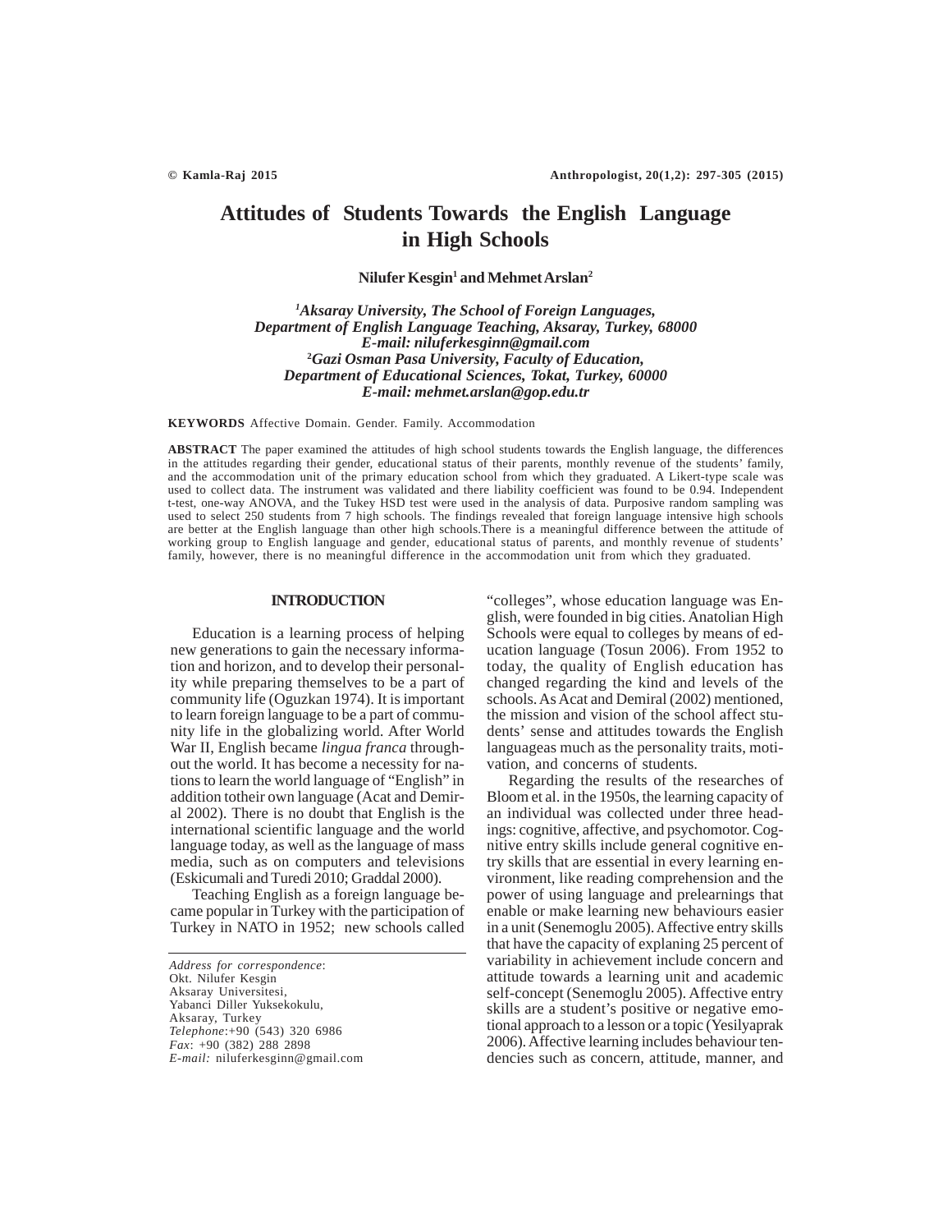# Attitudes of Students Towards the English Language in High Schools

**Nilufer Kesgin[1] and Mehmet Arslan[2]**

*[1]Aksaray University, The School of Foreign Languages, Department of English Language Teaching, Aksaray, Turkey, 68000*
*E-mail: niluferkesginn@gmail.com*
*[2]Gazi Osman Pasa University, Faculty of Education, Department of Educational Sciences, Tokat, Turkey, 60000*
*E-mail: mehmet.arslan@gop.edu.tr*

**KEYWORDS** Affective Domain. Gender. Family. Accommodation

**ABSTRACT** The paper examined the attitudes of high school students towards the English language, the differences in the attitudes regarding their gender, educational status of their parents, monthly revenue of the students' family, and the accommodation unit of the primary education school from which they graduated. A Likert-type scale was used to collect data. The instrument was validated and there liability coefficient was found to be 0.94. Independent t-test, one-way ANOVA, and the Tukey HSD test were used in the analysis of data. Purposive random sampling was used to select 250 students from 7 high schools. The findings revealed that foreign language intensive high schools are better at the English language than other high schools.There is a meaningful difference between the attitude of working group to English language and gender, educational status of parents, and monthly revenue of students' family, however, there is no meaningful difference in the accommodation unit from which they graduated.

## INTRODUCTION

Education is a learning process of helping new generations to gain the necessary information and horizon, and to develop their personality while preparing themselves to be a part of community life (Oguzkan 1974). It is important to learn foreign language to be a part of community life in the globalizing world. After World War II, English became *lingua franca* throughout the world. It has become a necessity for nations to learn the world language of "English" in addition totheir own language (Acat and Demiral 2002). There is no doubt that English is the international scientific language and the world language today, as well as the language of mass media, such as on computers and televisions (Eskicumali and Turedi 2010; Graddal 2000).

Teaching English as a foreign language became popular in Turkey with the participation of Turkey in NATO in 1952; new schools called "colleges", whose education language was English, were founded in big cities. Anatolian High Schools were equal to colleges by means of education language (Tosun 2006). From 1952 to today, the quality of English education has changed regarding the kind and levels of the schools. As Acat and Demiral (2002) mentioned, the mission and vision of the school affect students' sense and attitudes towards the English languageas much as the personality traits, motivation, and concerns of students.

Regarding the results of the researches of Bloom et al. in the 1950s, the learning capacity of an individual was collected under three headings: cognitive, affective, and psychomotor. Cognitive entry skills include general cognitive entry skills that are essential in every learning environment, like reading comprehension and the power of using language and prelearnings that enable or make learning new behaviours easier in a unit (Senemoglu 2005). Affective entry skills that have the capacity of explaning 25 percent of variability in achievement include concern and attitude towards a learning unit and academic self-concept (Senemoglu 2005). Affective entry skills are a student's positive or negative emotional approach to a lesson or a topic (Yesilyaprak 2006). Affective learning includes behaviour tendencies such as concern, attitude, manner, and

*Address for correspondence*:
Okt. Nilufer Kesgin
Aksaray Universitesi,
Yabanci Diller Yuksekokulu,
Aksaray, Turkey
*Telephone*:+90 (543) 320 6986
*Fax*: +90 (382) 288 2898
*E-mail:* niluferkesginn@gmail.com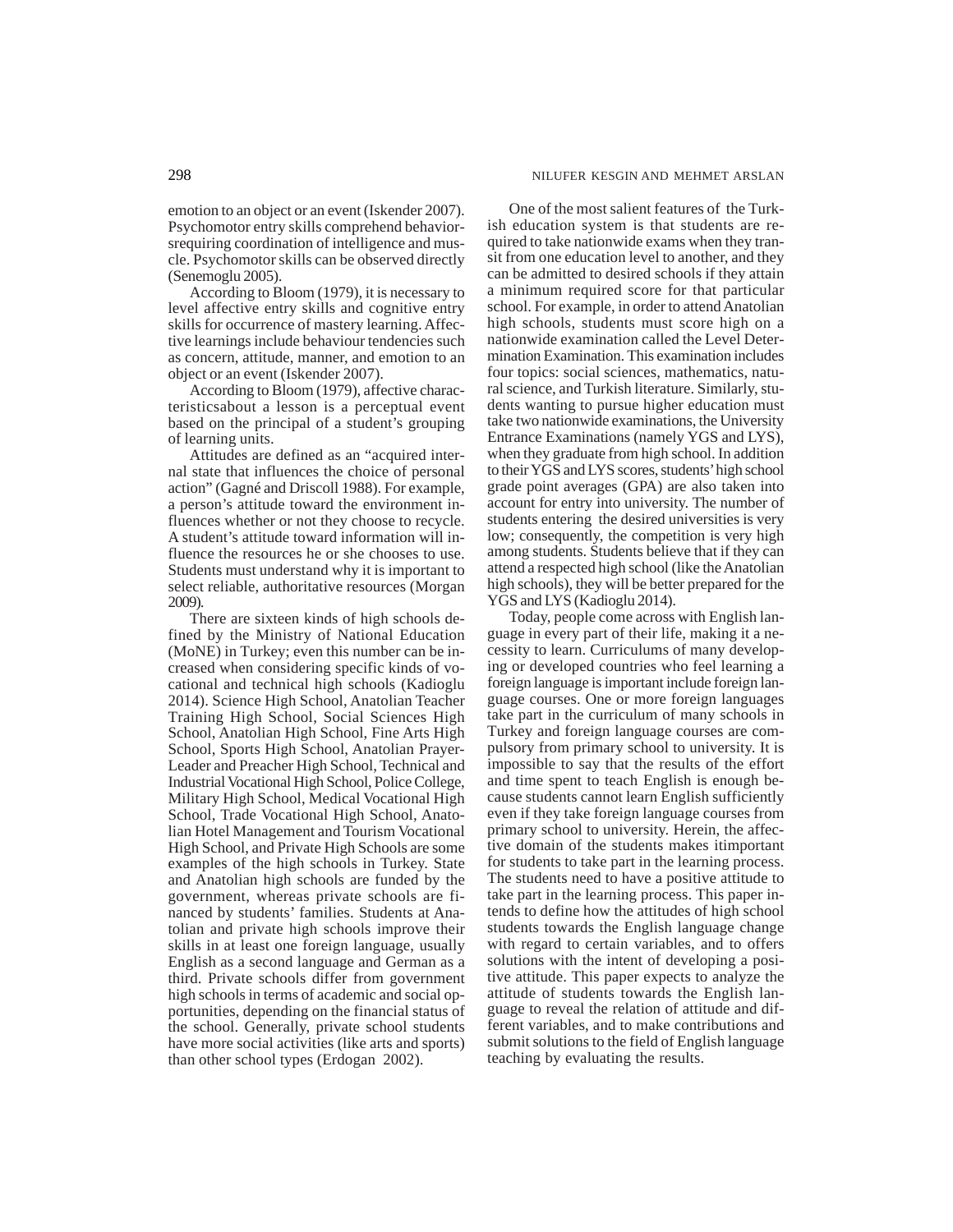emotion to an object or an event (Iskender 2007). Psychomotor entry skills comprehend behaviorsrequiring coordination of intelligence and muscle. Psychomotor skills can be observed directly (Senemoglu 2005).

According to Bloom (1979), it is necessary to level affective entry skills and cognitive entry skills for occurrence of mastery learning. Affective learnings include behaviour tendencies such as concern, attitude, manner, and emotion to an object or an event (Iskender 2007).

According to Bloom (1979), affective characteristicsabout a lesson is a perceptual event based on the principal of a student's grouping of learning units.

Attitudes are defined as an "acquired internal state that influences the choice of personal action" (Gagné and Driscoll 1988). For example, a person's attitude toward the environment influences whether or not they choose to recycle. A student's attitude toward information will influence the resources he or she chooses to use. Students must understand why it is important to select reliable, authoritative resources (Morgan 2009).

There are sixteen kinds of high schools defined by the Ministry of National Education (MoNE) in Turkey; even this number can be increased when considering specific kinds of vocational and technical high schools (Kadioglu 2014). Science High School, Anatolian Teacher Training High School, Social Sciences High School, Anatolian High School, Fine Arts High School, Sports High School, Anatolian Prayer-Leader and Preacher High School, Technical and Industrial Vocational High School, Police College, Military High School, Medical Vocational High School, Trade Vocational High School, Anatolian Hotel Management and Tourism Vocational High School, and Private High Schools are some examples of the high schools in Turkey. State and Anatolian high schools are funded by the government, whereas private schools are financed by students' families. Students at Anatolian and private high schools improve their skills in at least one foreign language, usually English as a second language and German as a third. Private schools differ from government high schools in terms of academic and social opportunities, depending on the financial status of the school. Generally, private school students have more social activities (like arts and sports) than other school types (Erdogan 2002).

One of the most salient features of the Turkish education system is that students are required to take nationwide exams when they transit from one education level to another, and they can be admitted to desired schools if they attain a minimum required score for that particular school. For example, in order to attend Anatolian high schools, students must score high on a nationwide examination called the Level Determination Examination. This examination includes four topics: social sciences, mathematics, natural science, and Turkish literature. Similarly, students wanting to pursue higher education must take two nationwide examinations, the University Entrance Examinations (namely YGS and LYS), when they graduate from high school. In addition to their YGS and LYS scores, students' high school grade point averages (GPA) are also taken into account for entry into university. The number of students entering the desired universities is very low; consequently, the competition is very high among students. Students believe that if they can attend a respected high school (like the Anatolian high schools), they will be better prepared for the YGS and LYS (Kadioglu 2014).

Today, people come across with English language in every part of their life, making it a necessity to learn. Curriculums of many developing or developed countries who feel learning a foreign language is important include foreign language courses. One or more foreign languages take part in the curriculum of many schools in Turkey and foreign language courses are compulsory from primary school to university. It is impossible to say that the results of the effort and time spent to teach English is enough because students cannot learn English sufficiently even if they take foreign language courses from primary school to university. Herein, the affective domain of the students makes itimportant for students to take part in the learning process. The students need to have a positive attitude to take part in the learning process. This paper intends to define how the attitudes of high school students towards the English language change with regard to certain variables, and to offers solutions with the intent of developing a positive attitude. This paper expects to analyze the attitude of students towards the English language to reveal the relation of attitude and different variables, and to make contributions and submit solutions to the field of English language teaching by evaluating the results.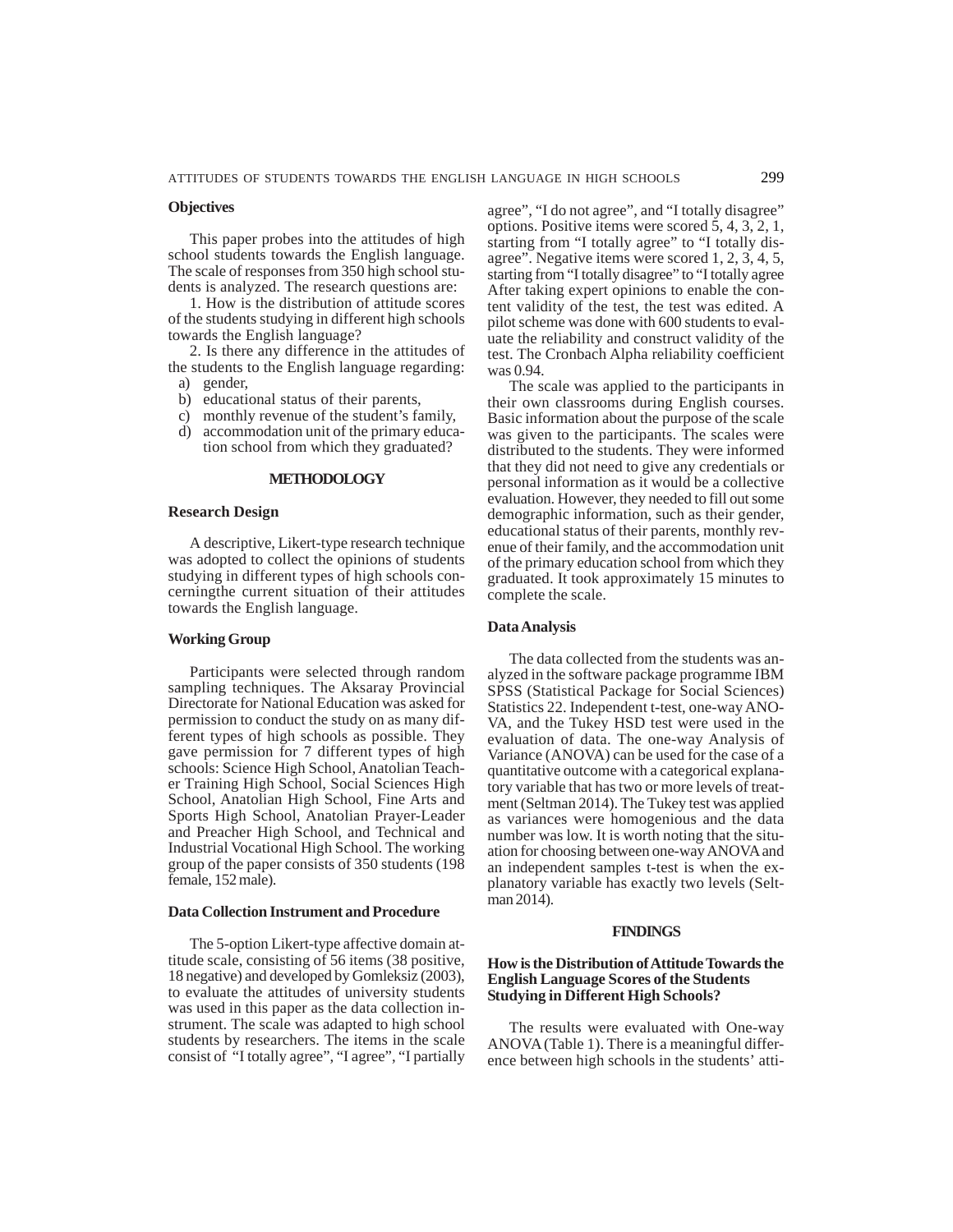### Objectives

This paper probes into the attitudes of high school students towards the English language. The scale of responses from 350 high school students is analyzed. The research questions are:

1. How is the distribution of attitude scores of the students studying in different high schools towards the English language?

2. Is there any difference in the attitudes of the students to the English language regarding:

a) gender,
b) educational status of their parents,
c) monthly revenue of the student's family,
d) accommodation unit of the primary education school from which they graduated?

## METHODOLOGY

### Research Design

A descriptive, Likert-type research technique was adopted to collect the opinions of students studying in different types of high schools concerningthe current situation of their attitudes towards the English language.

### Working Group

Participants were selected through random sampling techniques. The Aksaray Provincial Directorate for National Education was asked for permission to conduct the study on as many different types of high schools as possible. They gave permission for 7 different types of high schools: Science High School, Anatolian Teacher Training High School, Social Sciences High School, Anatolian High School, Fine Arts and Sports High School, Anatolian Prayer-Leader and Preacher High School, and Technical and Industrial Vocational High School. The working group of the paper consists of 350 students (198 female, 152 male).

### Data Collection Instrument and Procedure

The 5-option Likert-type affective domain attitude scale, consisting of 56 items (38 positive, 18 negative) and developed by Gomleksiz (2003), to evaluate the attitudes of university students was used in this paper as the data collection instrument. The scale was adapted to high school students by researchers. The items in the scale consist of "I totally agree", "I agree", "I partially agree", "I do not agree", and "I totally disagree" options. Positive items were scored 5, 4, 3, 2, 1, starting from "I totally agree" to "I totally disagree". Negative items were scored 1, 2, 3, 4, 5, starting from "I totally disagree" to "I totally agree After taking expert opinions to enable the content validity of the test, the test was edited. A pilot scheme was done with 600 students to evaluate the reliability and construct validity of the test. The Cronbach Alpha reliability coefficient was 0.94.

The scale was applied to the participants in their own classrooms during English courses. Basic information about the purpose of the scale was given to the participants. The scales were distributed to the students. They were informed that they did not need to give any credentials or personal information as it would be a collective evaluation. However, they needed to fill out some demographic information, such as their gender, educational status of their parents, monthly revenue of their family, and the accommodation unit of the primary education school from which they graduated. It took approximately 15 minutes to complete the scale.

### Data Analysis

The data collected from the students was analyzed in the software package programme IBM SPSS (Statistical Package for Social Sciences) Statistics 22. Independent t-test, one-way ANOVA, and the Tukey HSD test were used in the evaluation of data. The one-way Analysis of Variance (ANOVA) can be used for the case of a quantitative outcome with a categorical explanatory variable that has two or more levels of treatment (Seltman 2014). The Tukey test was applied as variances were homogenious and the data number was low. It is worth noting that the situation for choosing between one-way ANOVA and an independent samples t-test is when the explanatory variable has exactly two levels (Seltman 2014).

## FINDINGS

### How is the Distribution of Attitude Towards the English Language Scores of the Students Studying in Different High Schools?

The results were evaluated with One-way ANOVA (Table 1). There is a meaningful difference between high schools in the students' atti-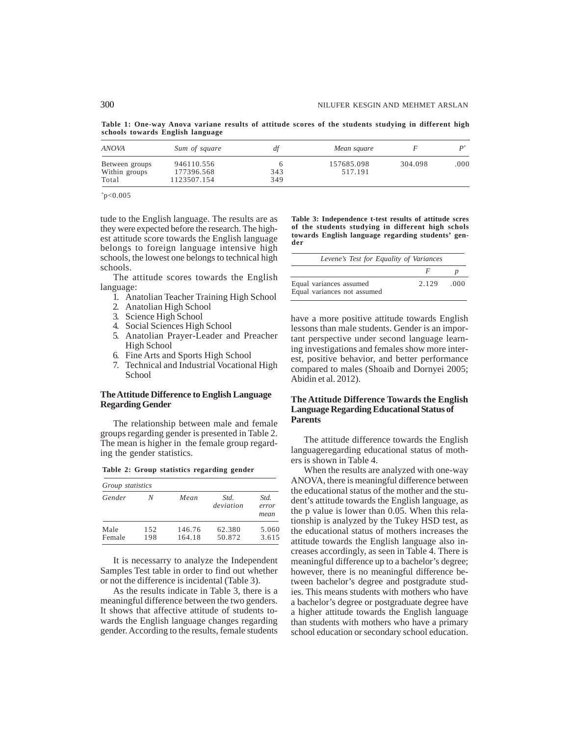**Table 1: One-way Anova variane results of attitude scores of the students studying in different high schools towards English language**

| *ANOVA* | *Sum of square* | *df* | *Mean square* | *F* | *P*\* |
|---|---|---|---|---|---|
| Between groups | 946110.556 | 6 | 157685.098 | 304.098 | .000 |
| Within groups | 177396.568 | 343 | 517.191 | | |
| Total | 1123507.154 | 349 | | | |

\*p<0.005

tude to the English language. The results are as they were expected before the research. The highest attitude score towards the English language belongs to foreign language intensive high schools, the lowest one belongs to technical high schools.

The attitude scores towards the English language:

1. Anatolian Teacher Training High School
2. Anatolian High School
3. Science High School
4. Social Sciences High School
5. Anatolian Prayer-Leader and Preacher High School
6. Fine Arts and Sports High School
7. Technical and Industrial Vocational High School

## The Attitude Difference to English Language Regarding Gender

The relationship between male and female groups regarding gender is presented in Table 2. The mean is higher in the female group regarding the gender statistics.

**Table 2: Group statistics regarding gender**

| *Group statistics* | | | | |
|---|---|---|---|---|
| *Gender* | *N* | *Mean* | *Std. deviation* | *Std. error mean* |
| Male | 152 | 146.76 | 62.380 | 5.060 |
| Female | 198 | 164.18 | 50.872 | 3.615 |

It is necessarry to analyze the Independent Samples Test table in order to find out whether or not the difference is incidental (Table 3).

As the results indicate in Table 3, there is a meaningful difference between the two genders. It shows that affective attitude of students towards the English language changes regarding gender. According to the results, female students have a more positive attitude towards English lessons than male students. Gender is an important perspective under second language learning investigations and females show more interest, positive behavior, and better performance compared to males (Shoaib and Dornyei 2005; Abidin et al. 2012).

**Table 3: Independence t-test results of attitude scres of the students studying in different high schols towards English language regarding students' gender**

| *Levene's Test for Equality of Variances* | | |
|---|---|---|
| | *F* | *p* |
| Equal variances assumed | 2.129 | .000 |
| Equal variances not assumed | | |

## The Attitude Difference Towards the English Language Regarding Educational Status of Parents

The attitude difference towards the English languageregarding educational status of mothers is shown in Table 4.

When the results are analyzed with one-way ANOVA, there is meaningful difference between the educational status of the mother and the student's attitude towards the English language, as the p value is lower than 0.05. When this relationship is analyzed by the Tukey HSD test, as the educational status of mothers increases the attitude towards the English language also increases accordingly, as seen in Table 4. There is meaningful difference up to a bachelor's degree; however, there is no meaningful difference between bachelor's degree and postgradute studies. This means students with mothers who have a bachelor's degree or postgraduate degree have a higher attitude towards the English language than students with mothers who have a primary school education or secondary school education.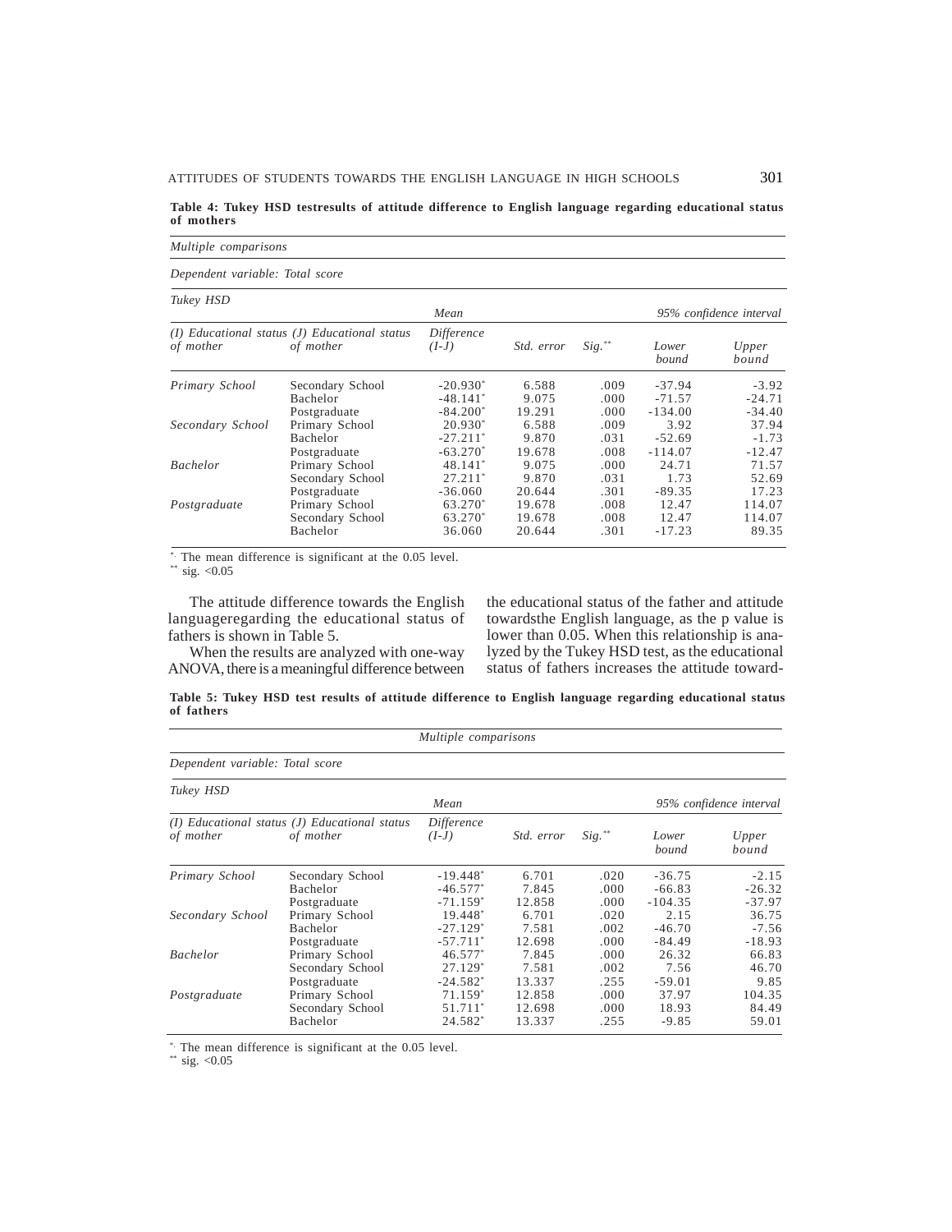**Table 4: Tukey HSD testresults of attitude difference to English language regarding educational status of mothers**

*Multiple comparisons*

*Dependent variable: Total score*

*Tukey HSD*

| *(I) Educational status of mother* | *(J) Educational status of mother* | *Mean Difference (I-J)* | *Std. error* | *Sig.*** | *95% confidence interval Lower bound* | *Upper bound* |
|---|---|---|---|---|---|---|
| *Primary School* | Secondary School | -20.930* | 6.588 | .009 | -37.94 | -3.92 |
| | Bachelor | -48.141* | 9.075 | .000 | -71.57 | -24.71 |
| | Postgraduate | -84.200* | 19.291 | .000 | -134.00 | -34.40 |
| *Secondary School* | Primary School | 20.930* | 6.588 | .009 | 3.92 | 37.94 |
| | Bachelor | -27.211* | 9.870 | .031 | -52.69 | -1.73 |
| | Postgraduate | -63.270* | 19.678 | .008 | -114.07 | -12.47 |
| *Bachelor* | Primary School | 48.141* | 9.075 | .000 | 24.71 | 71.57 |
| | Secondary School | 27.211* | 9.870 | .031 | 1.73 | 52.69 |
| | Postgraduate | -36.060 | 20.644 | .301 | -89.35 | 17.23 |
| *Postgraduate* | Primary School | 63.270* | 19.678 | .008 | 12.47 | 114.07 |
| | Secondary School | 63.270* | 19.678 | .008 | 12.47 | 114.07 |
| | Bachelor | 36.060 | 20.644 | .301 | -17.23 | 89.35 |

*. The mean difference is significant at the 0.05 level.
** sig. <0.05

The attitude difference towards the English languageregarding the educational status of fathers is shown in Table 5.

When the results are analyzed with one-way ANOVA, there is a meaningful difference between the educational status of the father and attitude towardsthe English language, as the p value is lower than 0.05. When this relationship is analyzed by the Tukey HSD test, as the educational status of fathers increases the attitude toward-

**Table 5: Tukey HSD test results of attitude difference to English language regarding educational status of fathers**

*Multiple comparisons*

*Dependent variable: Total score*

*Tukey HSD*

| *(I) Educational status of mother* | *(J) Educational status of mother* | *Mean Difference (I-J)* | *Std. error* | *Sig.*** | *95% confidence interval Lower bound* | *Upper bound* |
|---|---|---|---|---|---|---|
| *Primary School* | Secondary School | -19.448* | 6.701 | .020 | -36.75 | -2.15 |
| | Bachelor | -46.577* | 7.845 | .000 | -66.83 | -26.32 |
| | Postgraduate | -71.159* | 12.858 | .000 | -104.35 | -37.97 |
| *Secondary School* | Primary School | 19.448* | 6.701 | .020 | 2.15 | 36.75 |
| | Bachelor | -27.129* | 7.581 | .002 | -46.70 | -7.56 |
| | Postgraduate | -57.711* | 12.698 | .000 | -84.49 | -18.93 |
| *Bachelor* | Primary School | 46.577* | 7.845 | .000 | 26.32 | 66.83 |
| | Secondary School | 27.129* | 7.581 | .002 | 7.56 | 46.70 |
| | Postgraduate | -24.582* | 13.337 | .255 | -59.01 | 9.85 |
| *Postgraduate* | Primary School | 71.159* | 12.858 | .000 | 37.97 | 104.35 |
| | Secondary School | 51.711* | 12.698 | .000 | 18.93 | 84.49 |
| | Bachelor | 24.582* | 13.337 | .255 | -9.85 | 59.01 |

*. The mean difference is significant at the 0.05 level.
** sig. <0.05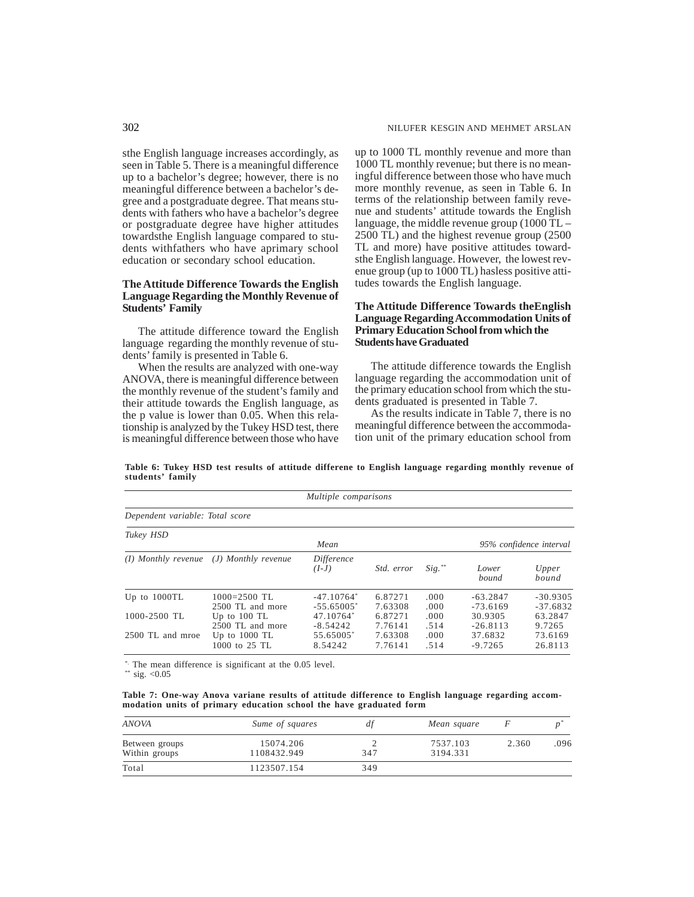sthe English language increases accordingly, as seen in Table 5. There is a meaningful difference up to a bachelor's degree; however, there is no meaningful difference between a bachelor's degree and a postgraduate degree. That means students with fathers who have a bachelor's degree or postgraduate degree have higher attitudes towardsthe English language compared to students withfathers who have aprimary school education or secondary school education.

### The Attitude Difference Towards the English Language Regarding the Monthly Revenue of Students' Family

The attitude difference toward the English language regarding the monthly revenue of students' family is presented in Table 6.

When the results are analyzed with one-way ANOVA, there is meaningful difference between the monthly revenue of the student's family and their attitude towards the English language, as the p value is lower than 0.05. When this relationship is analyzed by the Tukey HSD test, there is meaningful difference between those who have up to 1000 TL monthly revenue and more than 1000 TL monthly revenue; but there is no meaningful difference between those who have much more monthly revenue, as seen in Table 6. In terms of the relationship between family revenue and students' attitude towards the English language, the middle revenue group (1000 TL – 2500 TL) and the highest revenue group (2500 TL and more) have positive attitudes towardsthe English language. However, the lowest revenue group (up to 1000 TL) hasless positive attitudes towards the English language.

### The Attitude Difference Towards theEnglish Language Regarding Accommodation Units of Primary Education School from which the Students have Graduated

The attitude difference towards the English language regarding the accommodation unit of the primary education school from which the students graduated is presented in Table 7.

As the results indicate in Table 7, there is no meaningful difference between the accommodation unit of the primary education school from

**Table 6: Tukey HSD test results of attitude differene to English language regarding monthly revenue of students' family**

| *Multiple comparisons* | | | | | | |
|---|---|---|---|---|---|---|
| *Dependent variable: Total score* | | | | | | |
| *Tukey HSD* | | | | | | |
| | | *Mean* | | | *95% confidence interval* | |
| *(I) Monthly revenue* | *(J) Monthly revenue* | *Difference (I-J)* | *Std. error* | *Sig.*** | *Lower bound* | *Upper bound* |
| Up to 1000TL | 1000=2500 TL | -47.10764* | 6.87271 | .000 | -63.2847 | -30.9305 |
| | 2500 TL and more | -55.65005* | 7.63308 | .000 | -73.6169 | -37.6832 |
| 1000-2500 TL | Up to 100 TL | 47.10764* | 6.87271 | .000 | 30.9305 | 63.2847 |
| | 2500 TL and more | -8.54242 | 7.76141 | .514 | -26.8113 | 9.7265 |
| 2500 TL and mroe | Up to 1000 TL | 55.65005* | 7.63308 | .000 | 37.6832 | 73.6169 |
| | 1000 to 25 TL | 8.54242 | 7.76141 | .514 | -9.7265 | 26.8113 |

*. The mean difference is significant at the 0.05 level.
** sig. <0.05

**Table 7: One-way Anova variane results of attitude difference to English language regarding accommodation units of primary education school the have graduated form**

| *ANOVA* | *Sume of squares* | *df* | *Mean square* | *F* | *p** |
|---|---|---|---|---|---|
| Between groups | 15074.206 | 2 | 7537.103 | 2.360 | .096 |
| Within groups | 1108432.949 | 347 | 3194.331 | | |
| Total | 1123507.154 | 349 | | | |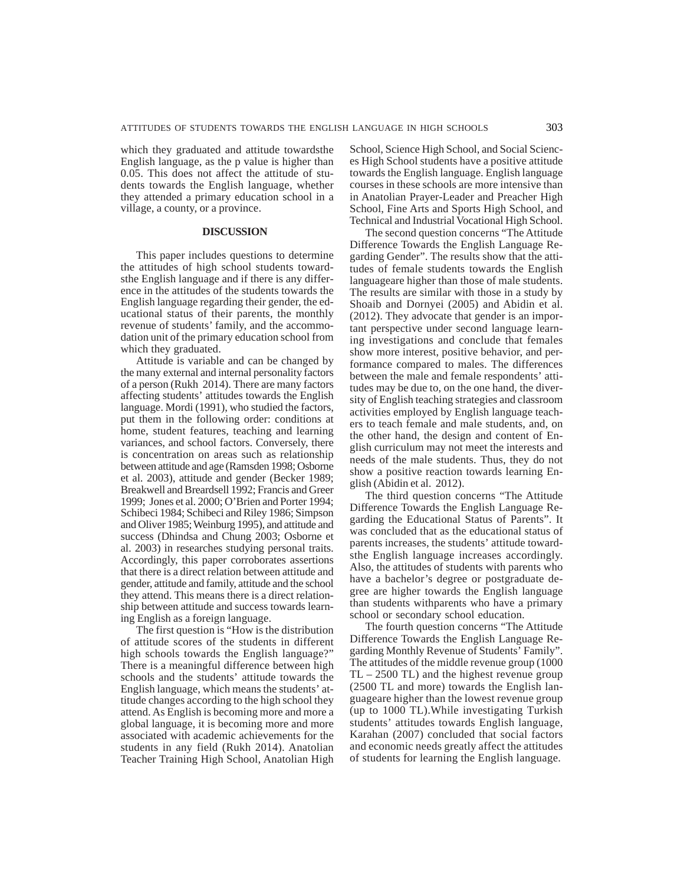which they graduated and attitude towardsthe English language, as the p value is higher than 0.05. This does not affect the attitude of students towards the English language, whether they attended a primary education school in a village, a county, or a province.

## DISCUSSION

This paper includes questions to determine the attitudes of high school students towardsthe English language and if there is any difference in the attitudes of the students towards the English language regarding their gender, the educational status of their parents, the monthly revenue of students' family, and the accommodation unit of the primary education school from which they graduated.

Attitude is variable and can be changed by the many external and internal personality factors of a person (Rukh 2014). There are many factors affecting students' attitudes towards the English language. Mordi (1991), who studied the factors, put them in the following order: conditions at home, student features, teaching and learning variances, and school factors. Conversely, there is concentration on areas such as relationship between attitude and age (Ramsden 1998; Osborne et al. 2003), attitude and gender (Becker 1989; Breakwell and Breardsell 1992; Francis and Greer 1999; Jones et al. 2000; O'Brien and Porter 1994; Schibeci 1984; Schibeci and Riley 1986; Simpson and Oliver 1985; Weinburg 1995), and attitude and success (Dhindsa and Chung 2003; Osborne et al. 2003) in researches studying personal traits. Accordingly, this paper corroborates assertions that there is a direct relation between attitude and gender, attitude and family, attitude and the school they attend. This means there is a direct relationship between attitude and success towards learning English as a foreign language.

The first question is "How is the distribution of attitude scores of the students in different high schools towards the English language?" There is a meaningful difference between high schools and the students' attitude towards the English language, which means the students' attitude changes according to the high school they attend. As English is becoming more and more a global language, it is becoming more and more associated with academic achievements for the students in any field (Rukh 2014). Anatolian Teacher Training High School, Anatolian High School, Science High School, and Social Sciences High School students have a positive attitude towards the English language. English language courses in these schools are more intensive than in Anatolian Prayer-Leader and Preacher High School, Fine Arts and Sports High School, and Technical and Industrial Vocational High School.

The second question concerns "The Attitude Difference Towards the English Language Regarding Gender". The results show that the attitudes of female students towards the English languageare higher than those of male students. The results are similar with those in a study by Shoaib and Dornyei (2005) and Abidin et al. (2012). They advocate that gender is an important perspective under second language learning investigations and conclude that females show more interest, positive behavior, and performance compared to males. The differences between the male and female respondents' attitudes may be due to, on the one hand, the diversity of English teaching strategies and classroom activities employed by English language teachers to teach female and male students, and, on the other hand, the design and content of English curriculum may not meet the interests and needs of the male students. Thus, they do not show a positive reaction towards learning English (Abidin et al. 2012).

The third question concerns "The Attitude Difference Towards the English Language Regarding the Educational Status of Parents". It was concluded that as the educational status of parents increases, the students' attitude towardsthe English language increases accordingly. Also, the attitudes of students with parents who have a bachelor's degree or postgraduate degree are higher towards the English language than students withparents who have a primary school or secondary school education.

The fourth question concerns "The Attitude Difference Towards the English Language Regarding Monthly Revenue of Students' Family". The attitudes of the middle revenue group (1000 TL – 2500 TL) and the highest revenue group (2500 TL and more) towards the English languageare higher than the lowest revenue group (up to 1000 TL).While investigating Turkish students' attitudes towards English language, Karahan (2007) concluded that social factors and economic needs greatly affect the attitudes of students for learning the English language.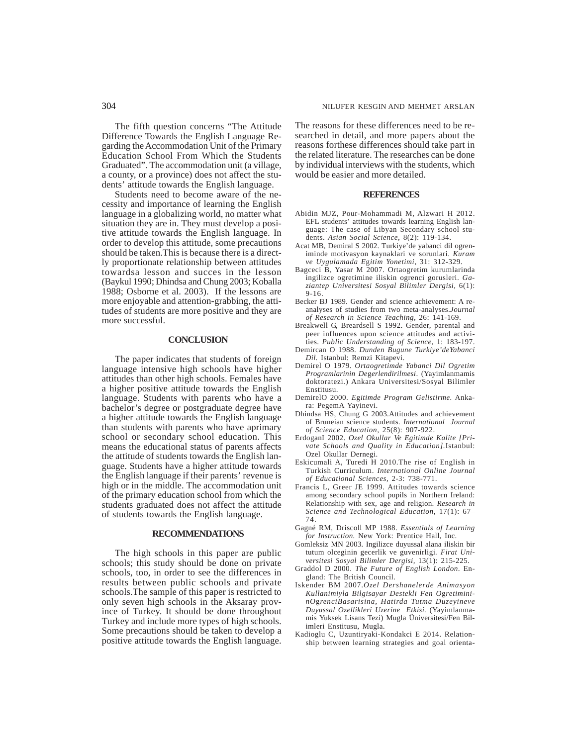The fifth question concerns "The Attitude Difference Towards the English Language Regarding the Accommodation Unit of the Primary Education School From Which the Students Graduated". The accommodation unit (a village, a county, or a province) does not affect the students' attitude towards the English language.

Students need to become aware of the necessity and importance of learning the English language in a globalizing world, no matter what situation they are in. They must develop a positive attitude towards the English language. In order to develop this attitude, some precautions should be taken.This is because there is a directly proportionate relationship between attitudes towardsa lesson and succes in the lesson (Baykul 1990; Dhindsa and Chung 2003; Koballa 1988; Osborne et al. 2003). If the lessons are more enjoyable and attention-grabbing, the attitudes of students are more positive and they are more successful.

## CONCLUSION

The paper indicates that students of foreign language intensive high schools have higher attitudes than other high schools. Females have a higher positive attitude towards the English language. Students with parents who have a bachelor's degree or postgraduate degree have a higher attitude towards the English language than students with parents who have aprimary school or secondary school education. This means the educational status of parents affects the attitude of students towards the English language. Students have a higher attitude towards the English language if their parents' revenue is high or in the middle. The accommodation unit of the primary education school from which the students graduated does not affect the attitude of students towards the English language.

## RECOMMENDATIONS

The high schools in this paper are public schools; this study should be done on private schools, too, in order to see the differences in results between public schools and private schools.The sample of this paper is restricted to only seven high schools in the Aksaray province of Turkey. It should be done throughout Turkey and include more types of high schools. Some precautions should be taken to develop a positive attitude towards the English language. The reasons for these differences need to be researched in detail, and more papers about the reasons forthese differences should take part in the related literature. The researches can be done by individual interviews with the students, which would be easier and more detailed.

## REFERENCES

Abidin MJZ, Pour-Mohammadi M, Alzwari H 2012. EFL students' attitudes towards learning English language: The case of Libyan Secondary school students. *Asian Social Science*, 8(2): 119-134.

Acat MB, Demiral S 2002. Turkiye'de yabanci dil ogreniminde motivasyon kaynaklari ve sorunlari. *Kuram ve Uygulamada Egitim Yonetimi*, 31: 312-329.

Bagceci B, Yasar M 2007. Ortaogretim kurumlarinda ingilizce ogretimine iliskin ogrenci gorusleri. *Gaziantep Universitesi Sosyal Bilimler Dergisi*, 6(1): 9-16.

Becker BJ 1989. Gender and science achievement: A reanalyses of studies from two meta-analyses.*Journal of Research in Science Teaching*, 26: 141-169.

Breakwell G, Breardsell S 1992. Gender, parental and peer influences upon science attitudes and activities. *Public Understanding of Science*, 1: 183-197.

Demircan O 1988. *Dunden Bugune Turkiye'deYabanci Dil.* Istanbul: Remzi Kitapevi.

Demirel O 1979. *Ortaogretimde Yabanci Dil Ogretim Programlarinin Degerlendirilmesi*. (Yayimlanmamis doktoratezi.) Ankara Universitesi/Sosyal Bilimler Enstitusu.

DemirelO 2000. *Egitimde Program Gelistirme*. Ankara: PegemA Yayinevi.

Dhindsa HS, Chung G 2003.Attitudes and achievement of Bruneian science students. *International Journal of Science Education*, 25(8): 907-922.

ErdoganI 2002. *Ozel Okullar Ve Egitimde Kalite [Private Schools and Quality in Education]*.Istanbul: Ozel Okullar Dernegi.

Eskicumali A, Turedi H 2010.The rise of English in Turkish Curriculum. *International Online Journal of Educational Sciences*, 2-3: 738-771.

Francis L, Greer JE 1999. Attitudes towards science among secondary school pupils in Northern Ireland: Relationship with sex, age and religion. *Research in Science and Technological Education*, 17(1): 67–74.

Gagné RM, Driscoll MP 1988. *Essentials of Learning for Instruction.* New York: Prentice Hall, Inc.

Gomleksiz MN 2003. Ingilizce duyussal alana iliskin bir tutum olceginin gecerlik ve guvenirligi. *Firat Universitesi Sosyal Bilimler Dergisi*, 13(1): 215-225.

Graddol D 2000. *The Future of English London*. England: The British Council.

Iskender BM 2007.*Ozel Dershanelerde Animasyon Kullanimiyla Bilgisayar Destekli Fen OgretimininOgrenciBasarisina, Hatirda Tutma Duzeyineve Duyussal Ozellikleri Uzerine Etkisi.* (Yayimlanmamis Yuksek Lisans Tezi) Mugla Üniversitesi/Fen Bilimleri Enstitusu, Mugla.

Kadioglu C, Uzuntiryaki-Kondakci E 2014. Relationship between learning strategies and goal orienta-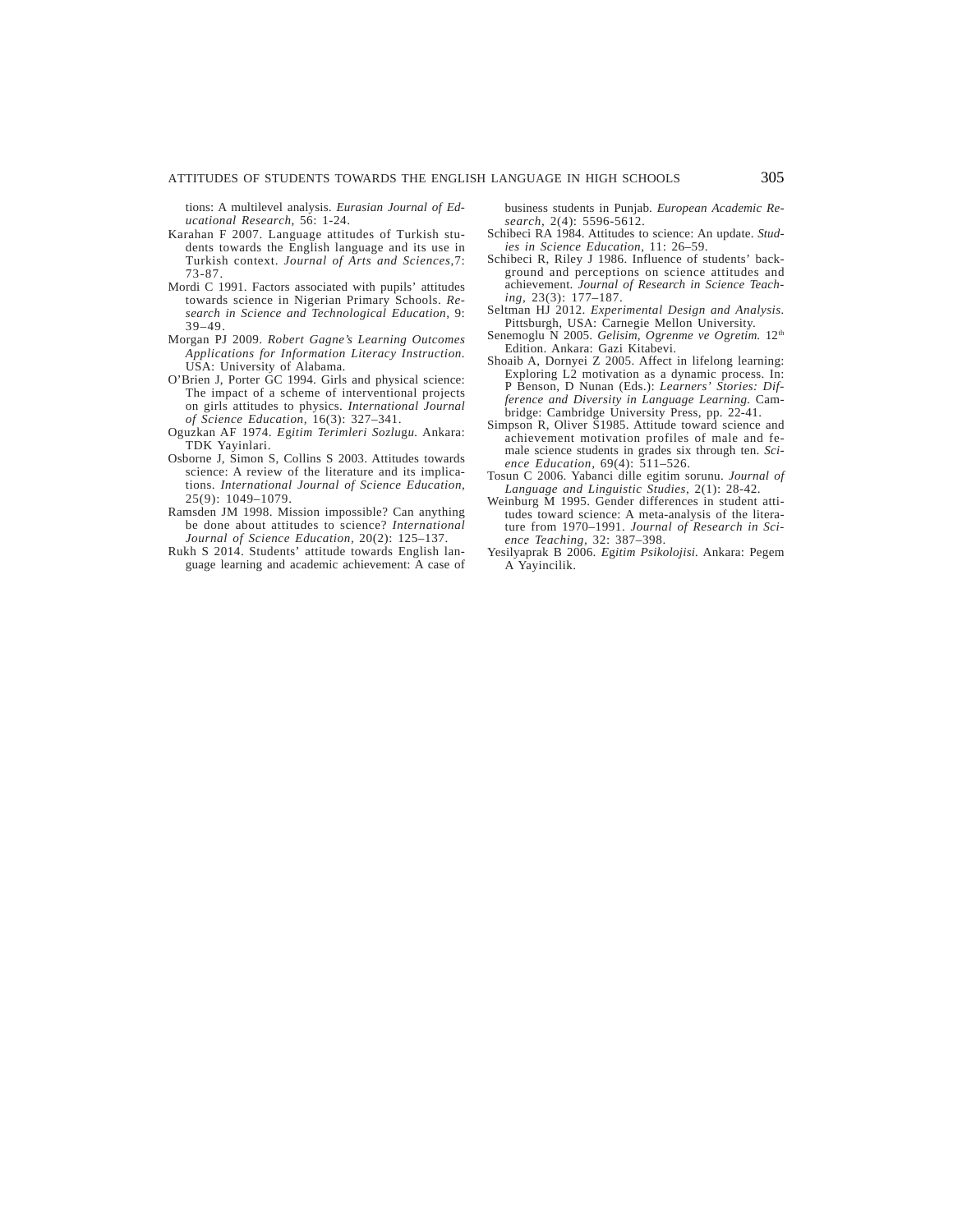tions: A multilevel analysis. *Eurasian Journal of Educational Research*, 56: 1-24.

Karahan F 2007. Language attitudes of Turkish students towards the English language and its use in Turkish context. *Journal of Arts and Sciences*,7: 73-87.

Mordi C 1991. Factors associated with pupils' attitudes towards science in Nigerian Primary Schools. *Research in Science and Technological Education*, 9: 39–49.

Morgan PJ 2009. *Robert Gagne's Learning Outcomes Applications for Information Literacy Instruction*. USA: University of Alabama.

O'Brien J, Porter GC 1994. Girls and physical science: The impact of a scheme of interventional projects on girls attitudes to physics. *International Journal of Science Education*, 16(3): 327–341.

Oguzkan AF 1974. *Egitim Terimleri Sozlugu.* Ankara: TDK Yayinlari.

Osborne J, Simon S, Collins S 2003. Attitudes towards science: A review of the literature and its implications. *International Journal of Science Education*, 25(9): 1049–1079.

Ramsden JM 1998. Mission impossible? Can anything be done about attitudes to science? *International Journal of Science Education*, 20(2): 125–137.

Rukh S 2014. Students' attitude towards English language learning and academic achievement: A case of business students in Punjab. *European Academic Research*, 2(4): 5596-5612.

Schibeci RA 1984. Attitudes to science: An update. *Studies in Science Education*, 11: 26–59.

Schibeci R, Riley J 1986. Influence of students' background and perceptions on science attitudes and achievement. *Journal of Research in Science Teaching*, 23(3): 177–187.

Seltman HJ 2012. *Experimental Design and Analysis.* Pittsburgh, USA: Carnegie Mellon University.

Senemoglu N 2005. *Gelisim, Ogrenme ve Ogretim.* 12th Edition. Ankara: Gazi Kitabevi.

Shoaib A, Dornyei Z 2005. Affect in lifelong learning: Exploring L2 motivation as a dynamic process. In: P Benson, D Nunan (Eds.): *Learners' Stories: Difference and Diversity in Language Learning.* Cambridge: Cambridge University Press, pp. 22-41.

Simpson R, Oliver S1985. Attitude toward science and achievement motivation profiles of male and female science students in grades six through ten. *Science Education*, 69(4): 511–526.

Tosun C 2006. Yabanci dille egitim sorunu. *Journal of Language and Linguistic Studies*, 2(1): 28-42.

Weinburg M 1995. Gender differences in student attitudes toward science: A meta-analysis of the literature from 1970–1991. *Journal of Research in Science Teaching*, 32: 387–398.

Yesilyaprak B 2006. *Egitim Psikolojisi.* Ankara: Pegem A Yayincilik.